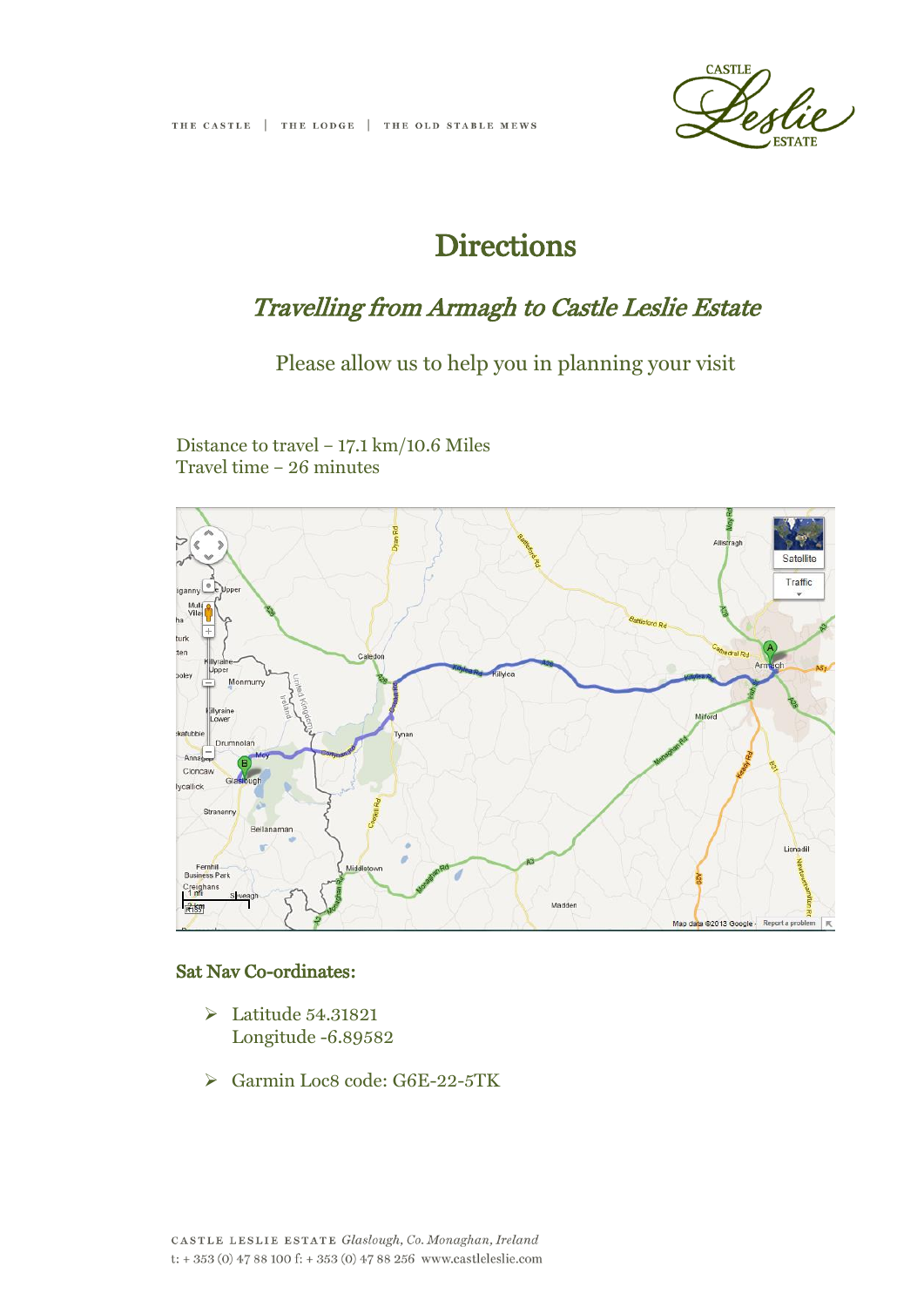THE CASTLE | THE LODGE | THE OLD STABLE MEWS

# Directions

## *Travelling from Armagh to Castle Leslie Estate*

Please allow us to help you in planning your visit

Distance to travel – 17.1 km/10.6 Miles
Travel time – 26 minutes

### Sat Nav Co-ordinates:

- Latitude 54.31821
  Longitude -6.89582
- Garmin Loc8 code: G6E-22-5TK

CASTLE LESLIE ESTATE *Glaslough, Co. Monaghan, Ireland*
t: + 353 (0) 47 88 100 f: + 353 (0) 47 88 256 www.castleleslie.com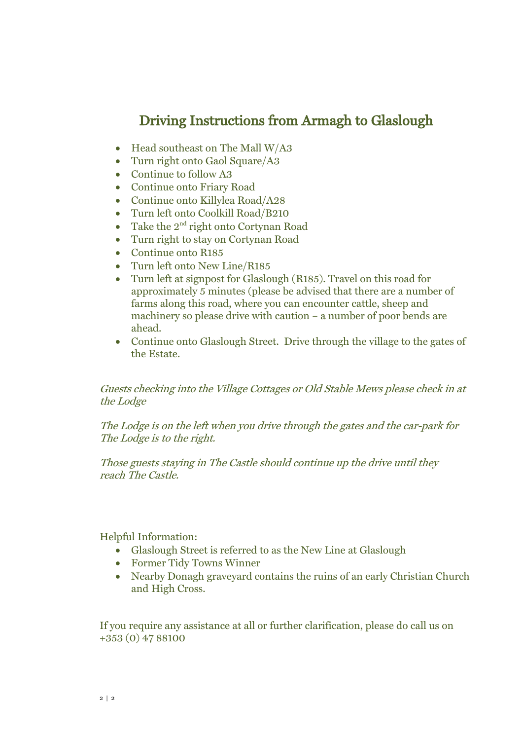# Driving Instructions from Armagh to Glaslough

- Head southeast on The Mall W/A3
- Turn right onto Gaol Square/A3
- Continue to follow A3
- Continue onto Friary Road
- Continue onto Killylea Road/A28
- Turn left onto Coolkill Road/B210
- Take the 2nd right onto Cortynan Road
- Turn right to stay on Cortynan Road
- Continue onto R185
- Turn left onto New Line/R185
- Turn left at signpost for Glaslough (R185). Travel on this road for approximately 5 minutes (please be advised that there are a number of farms along this road, where you can encounter cattle, sheep and machinery so please drive with caution – a number of poor bends are ahead.
- Continue onto Glaslough Street. Drive through the village to the gates of the Estate.

*Guests checking into the Village Cottages or Old Stable Mews please check in at the Lodge*

*The Lodge is on the left when you drive through the gates and the car-park for The Lodge is to the right.*

*Those guests staying in The Castle should continue up the drive until they reach The Castle.*

Helpful Information:

- Glaslough Street is referred to as the New Line at Glaslough
- Former Tidy Towns Winner
- Nearby Donagh graveyard contains the ruins of an early Christian Church and High Cross.

If you require any assistance at all or further clarification, please do call us on +353 (0) 47 88100